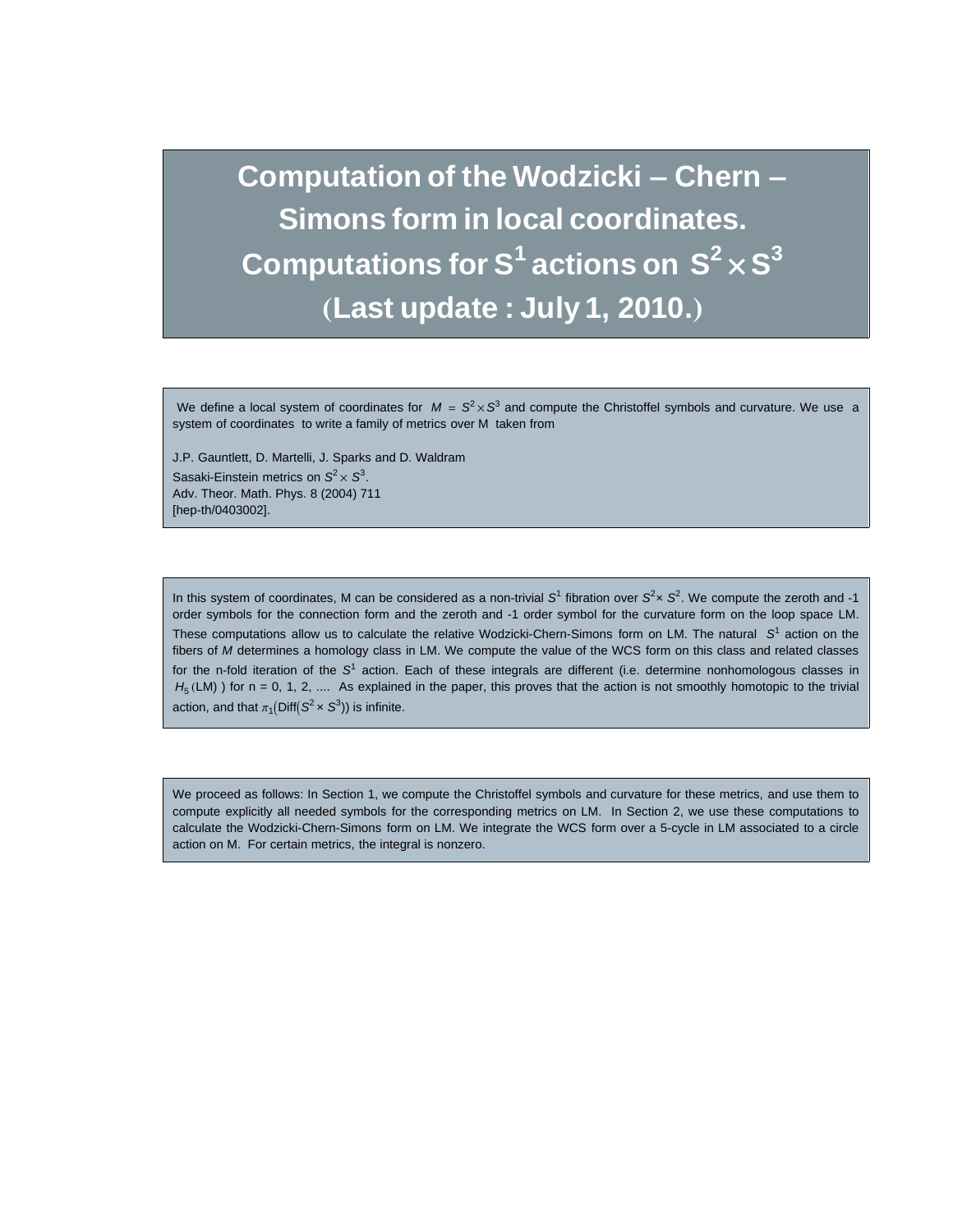# Computation of the Wodzicki – Chern – Simons form in local coordinates. Computations for $S^1$ actions on $S^2 \times S^3$ (Last update : July 1, 2010.)

We define a local system of coordinates for $M = S^2 \times S^3$ and compute the Christoffel symbols and curvature. We use a system of coordinates to write a family of metrics over M taken from

J.P. Gauntlett, D. Martelli, J. Sparks and D. Waldram
Sasaki-Einstein metrics on $S^2 \times S^3$.
Adv. Theor. Math. Phys. 8 (2004) 711
[hep-th/0403002].

In this system of coordinates, M can be considered as a non-trivial $S^1$ fibration over $S^2 \times S^2$. We compute the zeroth and -1 order symbols for the connection form and the zeroth and -1 order symbol for the curvature form on the loop space LM. These computations allow us to calculate the relative Wodzicki-Chern-Simons form on LM. The natural $S^1$ action on the fibers of *M* determines a homology class in LM. We compute the value of the WCS form on this class and related classes for the n-fold iteration of the $S^1$ action. Each of these integrals are different (i.e. determine nonhomologous classes in $H_5(\text{LM})$ ) for n = 0, 1, 2, .... As explained in the paper, this proves that the action is not smoothly homotopic to the trivial action, and that $\pi_1(\text{Diff}(S^2 \times S^3))$ is infinite.

We proceed as follows: In Section 1, we compute the Christoffel symbols and curvature for these metrics, and use them to compute explicitly all needed symbols for the corresponding metrics on LM. In Section 2, we use these computations to calculate the Wodzicki-Chern-Simons form on LM. We integrate the WCS form over a 5-cycle in LM associated to a circle action on M. For certain metrics, the integral is nonzero.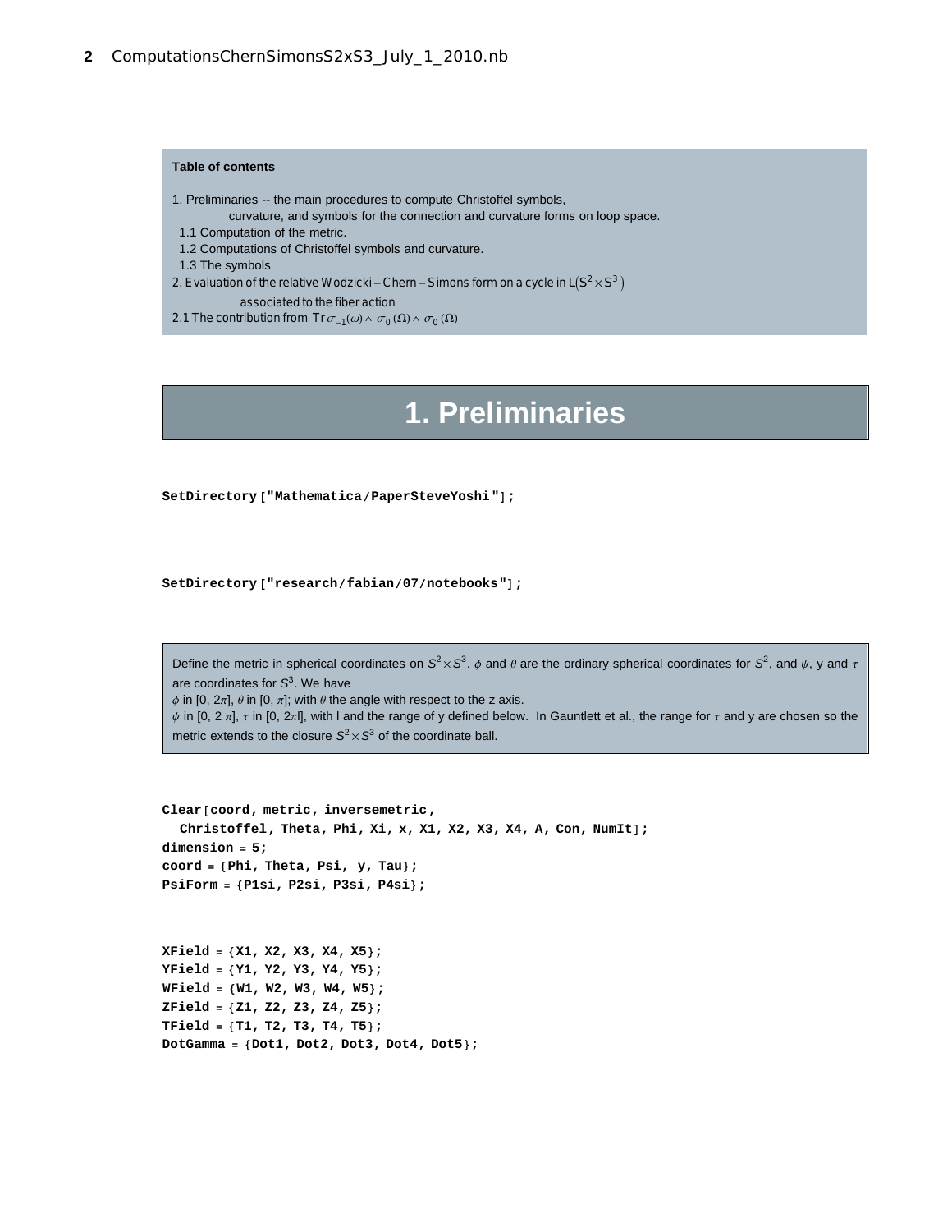**Table of contents**

1. Preliminaries -- the main procedures to compute Christoffel symbols, curvature, and symbols for the connection and curvature forms on loop space.
   - 1.1 Computation of the metric.
   - 1.2 Computations of Christoffel symbols and curvature.
   - 1.3 The symbols
2. Evaluation of the relative Wodzicki – Chern – Simons form on a cycle in $L(S^2 \times S^3)$ associated to the fiber action
   - 2.1 The contribution from $\mathrm{Tr}\,\sigma_{-1}(\omega) \wedge \sigma_0(\Omega) \wedge \sigma_0(\Omega)$

# 1. Preliminaries

```
SetDirectory["Mathematica/PaperSteveYoshi"];
```

```
SetDirectory["research/fabian/07/notebooks"];
```

Define the metric in spherical coordinates on $S^2 \times S^3$. $\phi$ and $\theta$ are the ordinary spherical coordinates for $S^2$, and $\psi$, y and $\tau$ are coordinates for $S^3$. We have
$\phi$ in $[0, 2\pi]$, $\theta$ in $[0, \pi]$; with $\theta$ the angle with respect to the z axis.
$\psi$ in $[0, 2\pi]$, $\tau$ in $[0, 2\pi l]$, with l and the range of y defined below. In Gauntlett et al., the range for $\tau$ and y are chosen so the metric extends to the closure $S^2 \times S^3$ of the coordinate ball.

```
Clear[coord, metric, inversemetric,
  Christoffel, Theta, Phi, Xi, x, X1, X2, X3, X4, A, Con, NumIt];
dimension = 5;
coord = {Phi, Theta, Psi, y, Tau};
PsiForm = {P1si, P2si, P3si, P4si};
```

```
XField = {X1, X2, X3, X4, X5};
YField = {Y1, Y2, Y3, Y4, Y5};
WField = {W1, W2, W3, W4, W5};
ZField = {Z1, Z2, Z3, Z4, Z5};
TField = {T1, T2, T3, T4, T5};
DotGamma = {Dot1, Dot2, Dot3, Dot4, Dot5};
```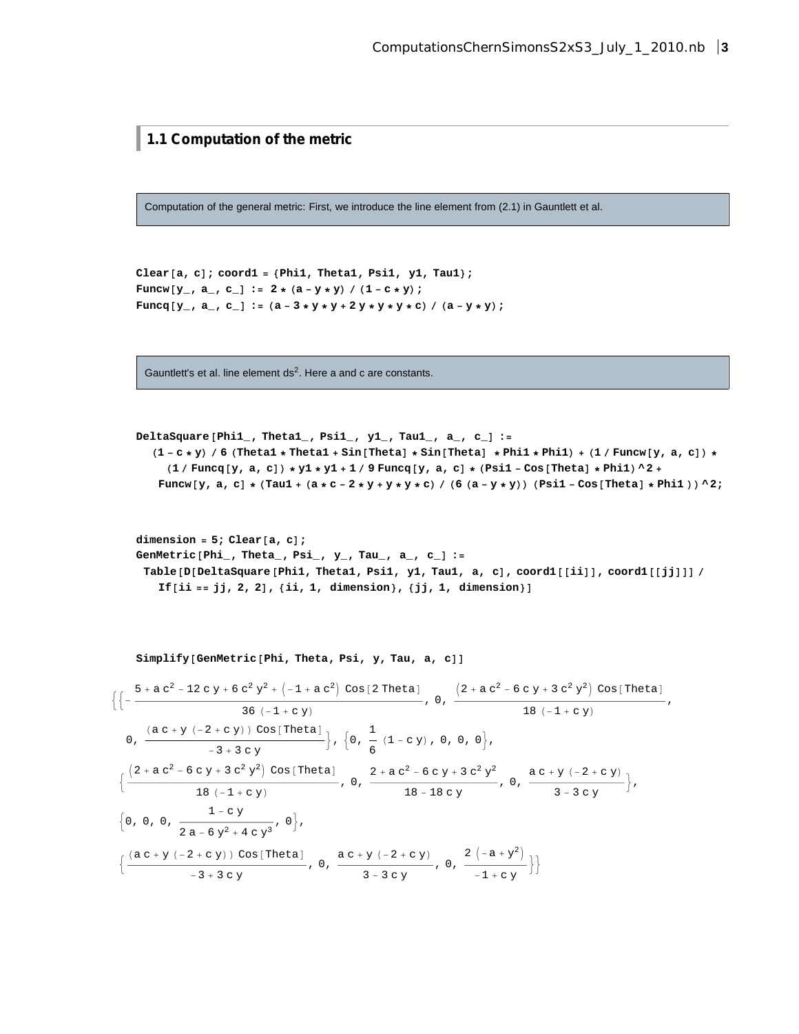## 1.1 Computation of the metric

Computation of the general metric: First, we introduce the line element from (2.1) in Gauntlett et al.

```
Clear[a, c]; coord1 = {Phi1, Theta1, Psi1, y1, Tau1};
Funcw[y_, a_, c_] := 2 * (a - y * y) / (1 - c * y);
Funcq[y_, a_, c_] := (a - 3 * y * y + 2 y * y * y * c) / (a - y * y);
```

Gauntlett's et al. line element $ds^2$. Here a and c are constants.

```
DeltaSquare[Phi1_, Theta1_, Psi1_, y1_, Tau1_, a_, c_] :=
  (1 - c * y) / 6 (Theta1 * Theta1 + Sin[Theta] * Sin[Theta]  * Phi1 * Phi1) + (1 / Funcw[y, a, c]) *
    (1 / Funcq[y, a, c]) * y1 * y1 + 1 / 9 Funcq[y, a, c] * (Psi1 - Cos[Theta] * Phi1) ^2 +
   Funcw[y, a, c] * (Tau1 + (a * c - 2 * y + y * y * c) / (6 (a - y * y)) (Psi1 - Cos[Theta] * Phi1 )) ^2;
```

```
dimension = 5; Clear[a, c];
GenMetric[Phi_, Theta_, Psi_, y_, Tau_, a_, c_] :=
 Table[D[DeltaSquare[Phi1, Theta1, Psi1, y1, Tau1, a, c], coord1[[ii]], coord1[[jj]]] /
   If[ii == jj, 2, 2], {ii, 1, dimension}, {jj, 1, dimension}]
```

```
Simplify[GenMetric[Phi, Theta, Psi, y, Tau, a, c]]
```

$$
\left\{\left\{-\frac{5+a c^2-12 c y+6 c^2 y^2+\left(-1+a c^2\right) \text{Cos}[2\,\text{Theta}]}{36\,(-1+c y)},\ 0,\ \frac{\left(2+a c^2-6 c y+3 c^2 y^2\right) \text{Cos}[\text{Theta}]}{18\,(-1+c y)},\ 0,\ \frac{(a c+y\,(-2+c y))\,\text{Cos}[\text{Theta}]}{-3+3 c y}\right\},\ \left\{0,\ \frac{1}{6}\,(1-c y),\ 0,\ 0,\ 0\right\},\right.
$$

$$
\left\{\frac{\left(2+a c^2-6 c y+3 c^2 y^2\right) \text{Cos}[\text{Theta}]}{18\,(-1+c y)},\ 0,\ \frac{2+a c^2-6 c y+3 c^2 y^2}{18-18 c y},\ 0,\ \frac{a c+y\,(-2+c y)}{3-3 c y}\right\},
$$

$$
\left\{0,\ 0,\ 0,\ \frac{1-c y}{2 a-6 y^2+4 c y^3},\ 0\right\},
$$

$$
\left.\left\{\frac{(a c+y\,(-2+c y))\,\text{Cos}[\text{Theta}]}{-3+3 c y},\ 0,\ \frac{a c+y\,(-2+c y)}{3-3 c y},\ 0,\ \frac{2\left(-a+y^2\right)}{-1+c y}\right\}\right\}
$$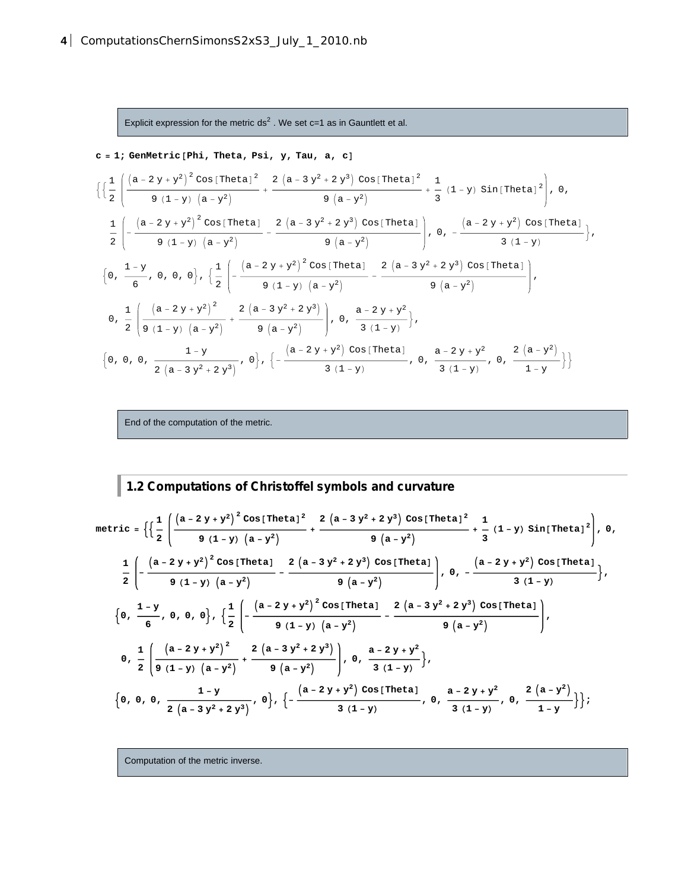Explicit expression for the metric $ds^2$ . We set c=1 as in Gauntlett et al.

```
c = 1; GenMetric[Phi, Theta, Psi, y, Tau, a, c]
```

$$\left\{\left\{\frac{1}{2}\left(\frac{\left(a-2y+y^2\right)^2\mathrm{Cos}[\mathrm{Theta}]^2}{9(1-y)\left(a-y^2\right)}+\frac{2\left(a-3y^2+2y^3\right)\mathrm{Cos}[\mathrm{Theta}]^2}{9\left(a-y^2\right)}+\frac{1}{3}(1-y)\,\mathrm{Sin}[\mathrm{Theta}]^2\right),0,\right.\right.$$
$$\left.\frac{1}{2}\left(-\frac{\left(a-2y+y^2\right)^2\mathrm{Cos}[\mathrm{Theta}]}{9(1-y)\left(a-y^2\right)}-\frac{2\left(a-3y^2+2y^3\right)\mathrm{Cos}[\mathrm{Theta}]}{9\left(a-y^2\right)}\right),0,-\frac{\left(a-2y+y^2\right)\mathrm{Cos}[\mathrm{Theta}]}{3(1-y)}\right\},$$
$$\left\{0,\frac{1-y}{6},0,0,0\right\},\left\{\frac{1}{2}\left(-\frac{\left(a-2y+y^2\right)^2\mathrm{Cos}[\mathrm{Theta}]}{9(1-y)\left(a-y^2\right)}-\frac{2\left(a-3y^2+2y^3\right)\mathrm{Cos}[\mathrm{Theta}]}{9\left(a-y^2\right)}\right),\right.$$
$$\left.0,\frac{1}{2}\left(\frac{\left(a-2y+y^2\right)^2}{9(1-y)\left(a-y^2\right)}+\frac{2\left(a-3y^2+2y^3\right)}{9\left(a-y^2\right)}\right),0,\frac{a-2y+y^2}{3(1-y)}\right\},$$
$$\left.\left\{0,0,0,\frac{1-y}{2\left(a-3y^2+2y^3\right)},0\right\},\left\{-\frac{\left(a-2y+y^2\right)\mathrm{Cos}[\mathrm{Theta}]}{3(1-y)},0,\frac{a-2y+y^2}{3(1-y)},0,\frac{2\left(a-y^2\right)}{1-y}\right\}\right\}$$

End of the computation of the metric.

## 1.2 Computations of Christoffel symbols and curvature

$$\mathbf{metric}=\left\{\left\{\frac{1}{2}\left(\frac{\left(a-2y+y^2\right)^2\mathrm{Cos}[\mathrm{Theta}]^2}{9(1-y)\left(a-y^2\right)}+\frac{2\left(a-3y^2+2y^3\right)\mathrm{Cos}[\mathrm{Theta}]^2}{9\left(a-y^2\right)}+\frac{1}{3}(1-y)\,\mathrm{Sin}[\mathrm{Theta}]^2\right),0,\right.\right.$$
$$\left.\frac{1}{2}\left(-\frac{\left(a-2y+y^2\right)^2\mathrm{Cos}[\mathrm{Theta}]}{9(1-y)\left(a-y^2\right)}-\frac{2\left(a-3y^2+2y^3\right)\mathrm{Cos}[\mathrm{Theta}]}{9\left(a-y^2\right)}\right),0,-\frac{\left(a-2y+y^2\right)\mathrm{Cos}[\mathrm{Theta}]}{3(1-y)}\right\},$$
$$\left\{0,\frac{1-y}{6},0,0,0\right\},\left\{\frac{1}{2}\left(-\frac{\left(a-2y+y^2\right)^2\mathrm{Cos}[\mathrm{Theta}]}{9(1-y)\left(a-y^2\right)}-\frac{2\left(a-3y^2+2y^3\right)\mathrm{Cos}[\mathrm{Theta}]}{9\left(a-y^2\right)}\right),\right.$$
$$\left.0,\frac{1}{2}\left(\frac{\left(a-2y+y^2\right)^2}{9(1-y)\left(a-y^2\right)}+\frac{2\left(a-3y^2+2y^3\right)}{9\left(a-y^2\right)}\right),0,\frac{a-2y+y^2}{3(1-y)}\right\},$$
$$\left.\left\{0,0,0,\frac{1-y}{2\left(a-3y^2+2y^3\right)},0\right\},\left\{-\frac{\left(a-2y+y^2\right)\mathrm{Cos}[\mathrm{Theta}]}{3(1-y)},0,\frac{a-2y+y^2}{3(1-y)},0,\frac{2\left(a-y^2\right)}{1-y}\right\}\right\};$$

Computation of the metric inverse.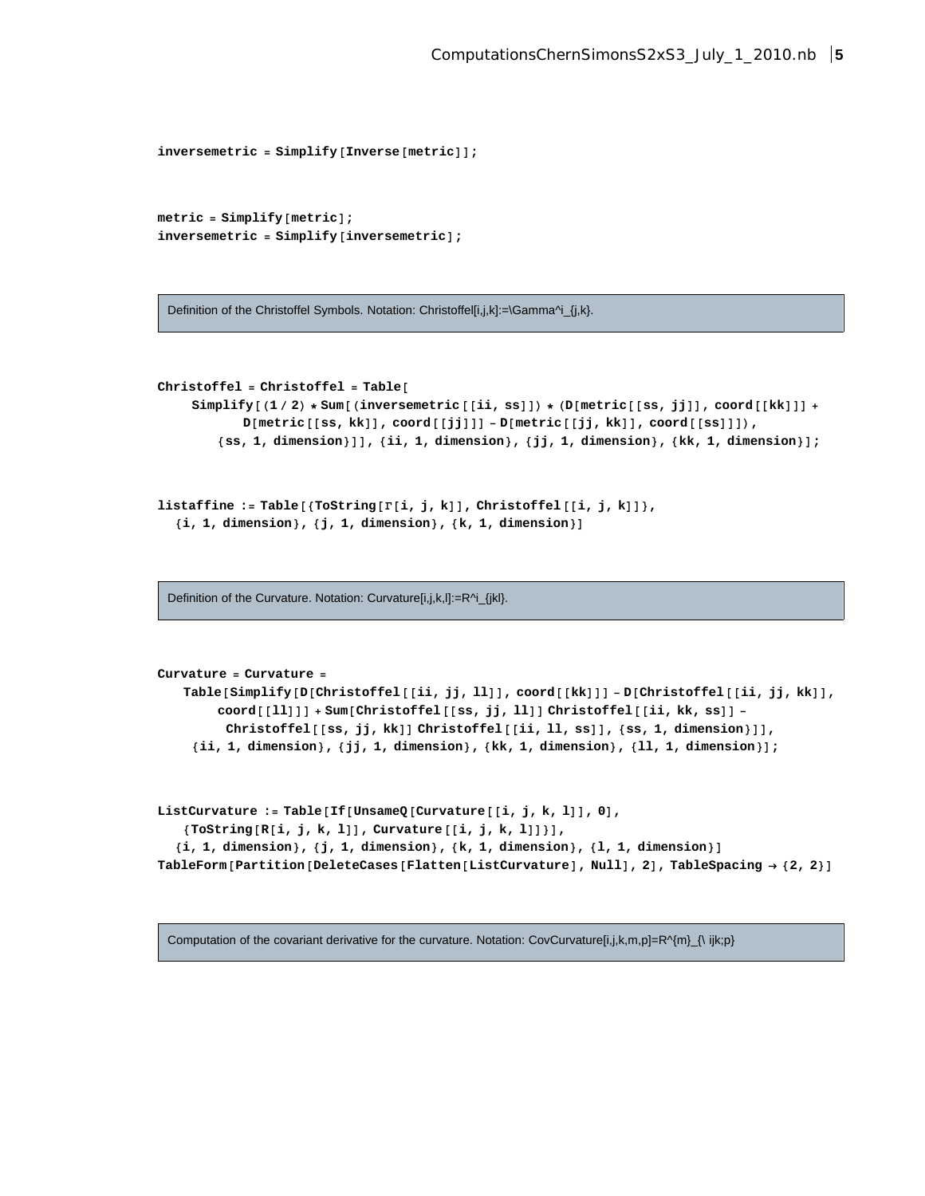```
inversemetric = Simplify[Inverse[metric]];
```

```
metric = Simplify[metric];
inversemetric = Simplify[inversemetric];
```

Definition of the Christoffel Symbols. Notation: Christoffel[i,j,k]:=\Gamma^i_{j,k}.

```
Christoffel = Christoffel = Table[
    Simplify[(1 / 2) * Sum[(inversemetric[[ii, ss]]) * (D[metric[[ss, jj]], coord[[kk]]] +
          D[metric[[ss, kk]], coord[[jj]]] - D[metric[[jj, kk]], coord[[ss]]]),
       {ss, 1, dimension}]], {ii, 1, dimension}, {jj, 1, dimension}, {kk, 1, dimension}];
```

```
listaffine := Table[{ToString[Γ[i, j, k]], Christoffel[[i, j, k]]},
  {i, 1, dimension}, {j, 1, dimension}, {k, 1, dimension}]
```

Definition of the Curvature. Notation: Curvature[i,j,k,l]:=R^i_{jkl}.

```
Curvature = Curvature =
   Table[Simplify[D[Christoffel[[ii, jj, ll]], coord[[kk]]] - D[Christoffel[[ii, jj, kk]],
       coord[[ll]]] + Sum[Christoffel[[ss, jj, ll]] Christoffel[[ii, kk, ss]] -
        Christoffel[[ss, jj, kk]] Christoffel[[ii, ll, ss]], {ss, 1, dimension}]],
    {ii, 1, dimension}, {jj, 1, dimension}, {kk, 1, dimension}, {ll, 1, dimension}];
```

```
ListCurvature := Table[If[UnsameQ[Curvature[[i, j, k, l]], 0],
   {ToString[R[i, j, k, l]], Curvature[[i, j, k, l]]}],
  {i, 1, dimension}, {j, 1, dimension}, {k, 1, dimension}, {l, 1, dimension}]
TableForm[Partition[DeleteCases[Flatten[ListCurvature], Null], 2], TableSpacing → {2, 2}]
```

Computation of the covariant derivative for the curvature. Notation: CovCurvature[i,j,k,m,p]=R^{m}_{\ ijk;p}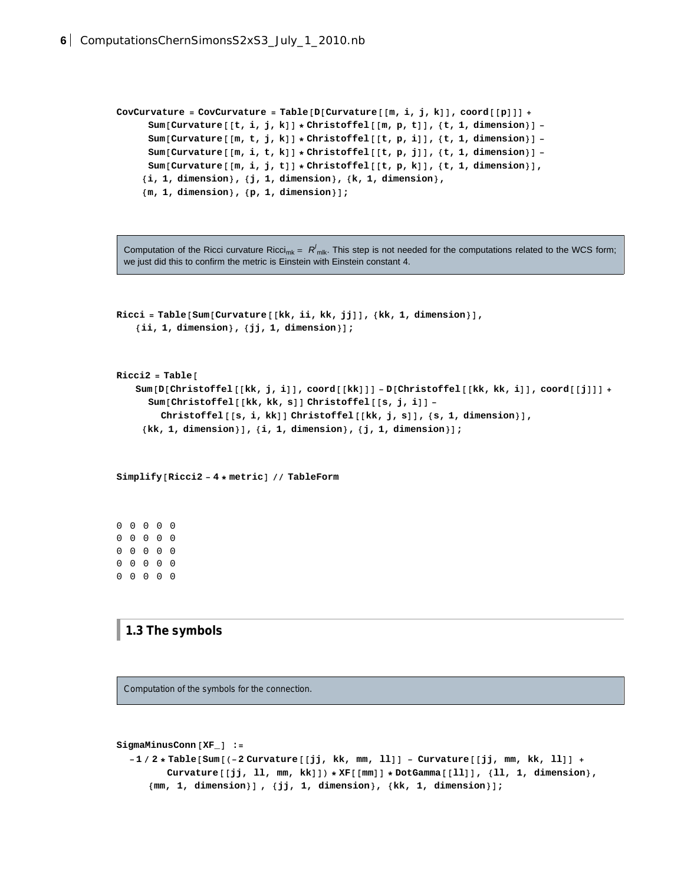```
CovCurvature = CovCurvature = Table[D[Curvature[[m, i, j, k]], coord[[p]]] +
      Sum[Curvature[[t, i, j, k]] * Christoffel[[m, p, t]], {t, 1, dimension}] -
      Sum[Curvature[[m, t, j, k]] * Christoffel[[t, p, i]], {t, 1, dimension}] -
      Sum[Curvature[[m, i, t, k]] * Christoffel[[t, p, j]], {t, 1, dimension}] -
      Sum[Curvature[[m, i, j, t]] * Christoffel[[t, p, k]], {t, 1, dimension}],
     {i, 1, dimension}, {j, 1, dimension}, {k, 1, dimension},
     {m, 1, dimension}, {p, 1, dimension}];
```

Computation of the Ricci curvature $\text{Ricci}_{mk} = R^{l}{}_{mlk}$. This step is not needed for the computations related to the WCS form; we just did this to confirm the metric is Einstein with Einstein constant 4.

```
Ricci = Table[Sum[Curvature[[kk, ii, kk, jj]], {kk, 1, dimension}],
    {ii, 1, dimension}, {jj, 1, dimension}];
```

```
Ricci2 = Table[
    Sum[D[Christoffel[[kk, j, i]], coord[[kk]]] - D[Christoffel[[kk, kk, i]], coord[[j]]] +
      Sum[Christoffel[[kk, kk, s]] Christoffel[[s, j, i]] -
        Christoffel[[s, i, kk]] Christoffel[[kk, j, s]], {s, 1, dimension}],
     {kk, 1, dimension}], {i, 1, dimension}, {j, 1, dimension}];
```

```
Simplify[Ricci2 - 4 * metric] // TableForm
```

```
0 0 0 0 0
0 0 0 0 0
0 0 0 0 0
0 0 0 0 0
0 0 0 0 0
```

## 1.3 The symbols

Computation of the symbols for the connection.

```
SigmaMinusConn[XF_] :=
  -1 / 2 * Table[Sum[(-2 Curvature[[jj, kk, mm, ll]] - Curvature[[jj, mm, kk, ll]] +
        Curvature[[jj, ll, mm, kk]]) * XF[[mm]] * DotGamma[[ll]], {ll, 1, dimension},
     {mm, 1, dimension}] , {jj, 1, dimension}, {kk, 1, dimension}];
```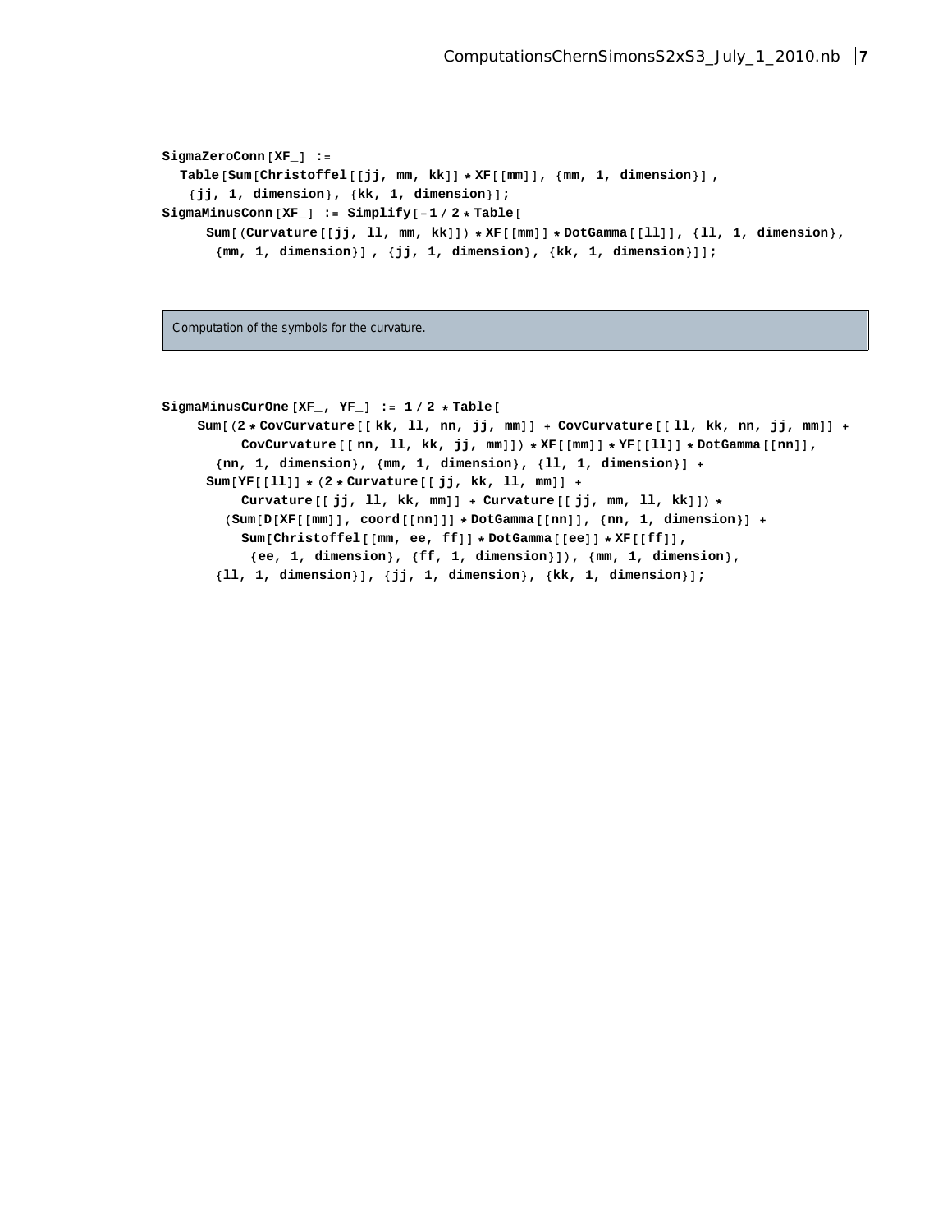```
SigmaZeroConn[XF_] :=
  Table[Sum[Christoffel[[jj, mm, kk]] * XF[[mm]], {mm, 1, dimension}] ,
   {jj, 1, dimension}, {kk, 1, dimension}];
SigmaMinusConn[XF_] := Simplify[-1 / 2 * Table[
     Sum[(Curvature[[jj, ll, mm, kk]]) * XF[[mm]] * DotGamma[[ll]], {ll, 1, dimension},
      {mm, 1, dimension}] , {jj, 1, dimension}, {kk, 1, dimension}]];
```

Computation of the symbols for the curvature.

```
SigmaMinusCurOne[XF_, YF_] := 1 / 2 * Table[
    Sum[(2 * CovCurvature[[ kk, ll, nn, jj, mm]] + CovCurvature[[ ll, kk, nn, jj, mm]] +
         CovCurvature[[ nn, ll, kk, jj, mm]]) * XF[[mm]] * YF[[ll]] * DotGamma[[nn]],
      {nn, 1, dimension}, {mm, 1, dimension}, {ll, 1, dimension}] +
     Sum[YF[[ll]] * (2 * Curvature[[ jj, kk, ll, mm]] +
         Curvature[[ jj, ll, kk, mm]] + Curvature[[ jj, mm, ll, kk]]) *
       (Sum[D[XF[[mm]], coord[[nn]]] * DotGamma[[nn]], {nn, 1, dimension}] +
         Sum[Christoffel[[mm, ee, ff]] * DotGamma[[ee]] * XF[[ff]],
          {ee, 1, dimension}, {ff, 1, dimension}]), {mm, 1, dimension},
      {ll, 1, dimension}], {jj, 1, dimension}, {kk, 1, dimension}];
```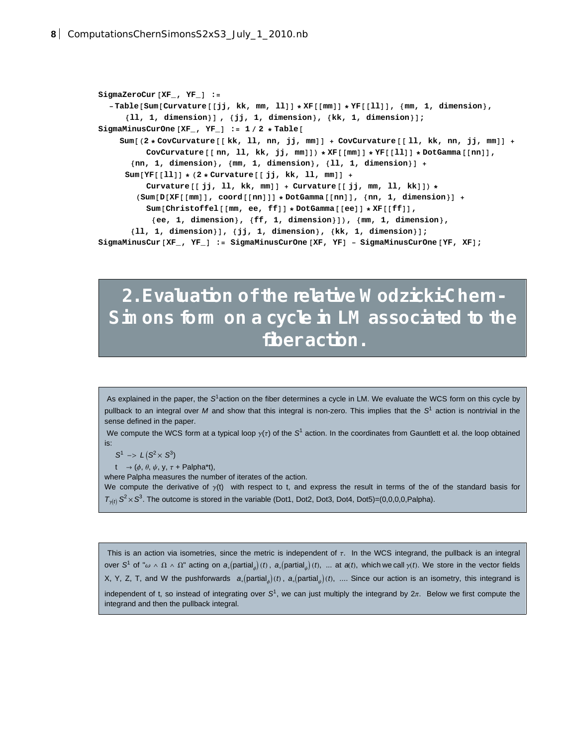```
SigmaZeroCur[XF_, YF_] :=
  -Table[Sum[Curvature[[jj, kk, mm, ll]] * XF[[mm]] * YF[[ll]], {mm, 1, dimension},
     {ll, 1, dimension}] , {jj, 1, dimension}, {kk, 1, dimension}];
SigmaMinusCurOne[XF_, YF_] := 1 / 2 * Table[
    Sum[(2 * CovCurvature[[ kk, ll, nn, jj, mm]] + CovCurvature[[ ll, kk, nn, jj, mm]] +
          CovCurvature[[ nn, ll, kk, jj, mm]]) * XF[[mm]] * YF[[ll]] * DotGamma[[nn]],
       {nn, 1, dimension}, {mm, 1, dimension}, {ll, 1, dimension}] +
     Sum[YF[[ll]] * (2 * Curvature[[ jj, kk, ll, mm]] +
          Curvature[[ jj, ll, kk, mm]] + Curvature[[ jj, mm, ll, kk]]) *
        (Sum[D[XF[[mm]], coord[[nn]]] * DotGamma[[nn]], {nn, 1, dimension}] +
          Sum[Christoffel[[mm, ee, ff]] * DotGamma[[ee]] * XF[[ff]],
           {ee, 1, dimension}, {ff, 1, dimension}]), {mm, 1, dimension},
       {ll, 1, dimension}], {jj, 1, dimension}, {kk, 1, dimension}];
SigmaMinusCur[XF_, YF_] := SigmaMinusCurOne[XF, YF] - SigmaMinusCurOne[YF, XF];
```

# 2. Evaluation of the relative Wodzicki-Chern-Simons form on a cycle in LM associated to the fiber action.

As explained in the paper, the $S^1$action on the fiber determines a cycle in LM. We evaluate the WCS form on this cycle by pullback to an integral over $M$ and show that this integral is non-zero. This implies that the $S^1$ action is nontrivial in the sense defined in the paper.

We compute the WCS form at a typical loop $\gamma(\tau)$ of the $S^1$ action. In the coordinates from Gauntlett et al. the loop obtained is:

$S^1 \; -> \; L\left(S^2 \times S^3\right)$

t $\;\to (\phi, \theta, \psi$, y, $\tau$ + Palpha*t),

where Palpha measures the number of iterates of the action.

We compute the derivative of $\gamma$(t) with respect to t, and express the result in terms of the of the standard basis for $T_{\gamma(t)} S^2 \times S^3$. The outcome is stored in the variable (Dot1, Dot2, Dot3, Dot4, Dot5)=(0,0,0,0,Palpha).

This is an action via isometries, since the metric is independent of $\tau$. In the WCS integrand, the pullback is an integral over $S^1$ of "$\omega \wedge \Omega \wedge \Omega$" acting on $a_*(\text{partial}_\phi)(t)$, $a_*(\text{partial}_\psi)(t)$, ... at $a(t)$, which we call $\gamma(t)$. We store in the vector fields X, Y, Z, T, and W the pushforwards $a_*(\text{partial}_\phi)(t)$, $a_*(\text{partial}_\psi)(t)$, .... Since our action is an isometry, this integrand is independent of t, so instead of integrating over $S^1$, we can just multiply the integrand by $2\pi$. Below we first compute the integrand and then the pullback integral.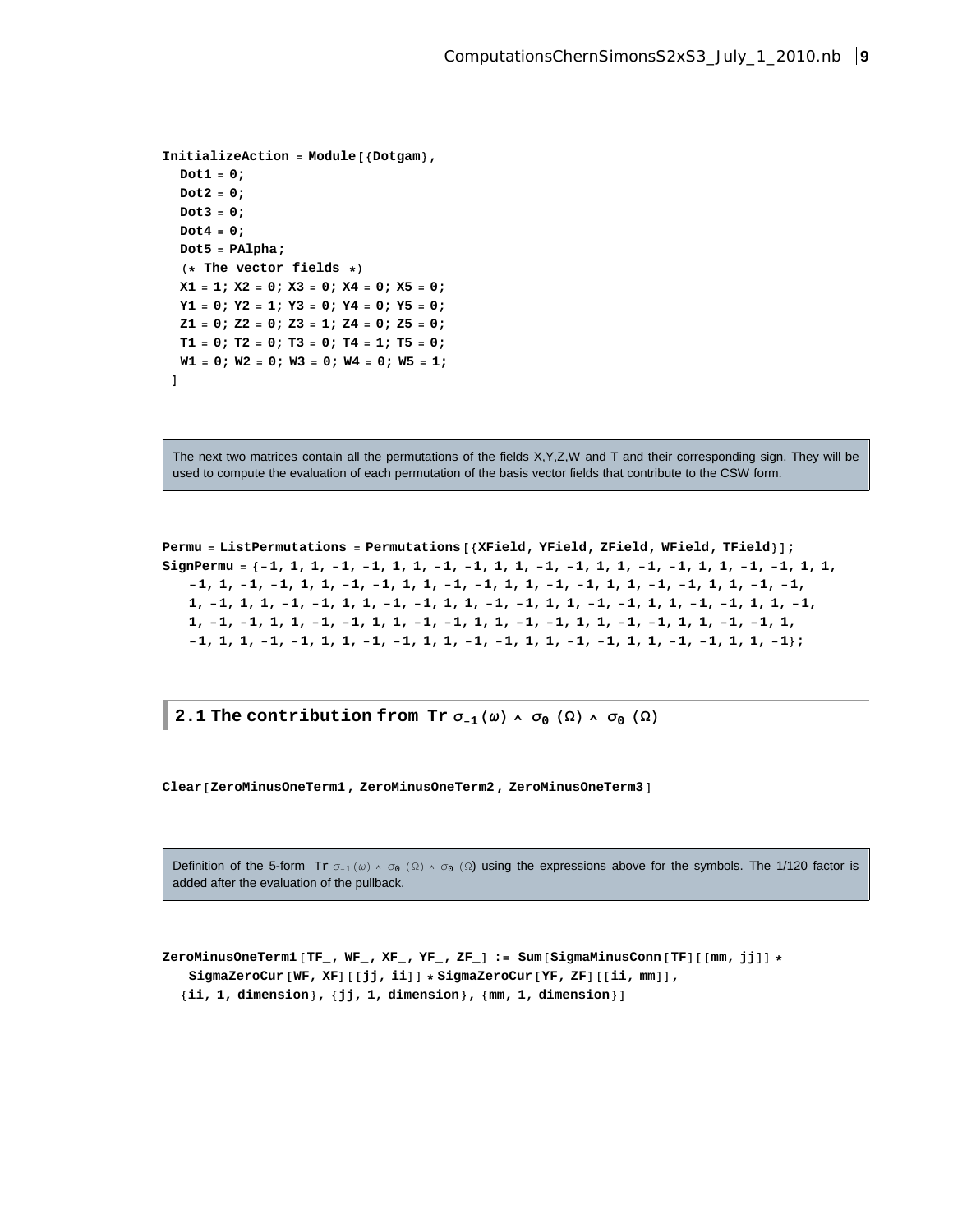```
InitializeAction = Module[{Dotgam},
  Dot1 = 0;
  Dot2 = 0;
  Dot3 = 0;
  Dot4 = 0;
  Dot5 = PAlpha;
  (* The vector fields *)
  X1 = 1; X2 = 0; X3 = 0; X4 = 0; X5 = 0;
  Y1 = 0; Y2 = 1; Y3 = 0; Y4 = 0; Y5 = 0;
  Z1 = 0; Z2 = 0; Z3 = 1; Z4 = 0; Z5 = 0;
  T1 = 0; T2 = 0; T3 = 0; T4 = 1; T5 = 0;
  W1 = 0; W2 = 0; W3 = 0; W4 = 0; W5 = 1;
 ]
```

The next two matrices contain all the permutations of the fields X,Y,Z,W and T and their corresponding sign. They will be used to compute the evaluation of each permutation of the basis vector fields that contribute to the CSW form.

```
Permu = ListPermutations = Permutations[{XField, YField, ZField, WField, TField}];
SignPermu = {-1, 1, 1, -1, -1, 1, 1, -1, -1, 1, 1, -1, -1, 1, 1, -1, -1, 1, 1, -1, -1, 1, 1,
   -1, 1, -1, -1, 1, 1, -1, -1, 1, 1, -1, -1, 1, 1, -1, -1, 1, 1, -1, -1, 1, 1, -1, -1,
   1, -1, 1, 1, -1, -1, 1, 1, -1, -1, 1, 1, -1, -1, 1, 1, -1, -1, 1, 1, -1, -1, 1, 1, -1,
   1, -1, -1, 1, 1, -1, -1, 1, 1, -1, -1, 1, 1, -1, -1, 1, 1, -1, -1, 1, 1, -1, -1, 1,
   -1, 1, 1, -1, -1, 1, 1, -1, -1, 1, 1, -1, -1, 1, 1, -1, -1, 1, 1, -1, -1, 1, 1, -1};
```

## 2.1 The contribution from Tr $\sigma_{-1}(\omega) \wedge \sigma_0(\Omega) \wedge \sigma_0(\Omega)$

```
Clear[ZeroMinusOneTerm1, ZeroMinusOneTerm2, ZeroMinusOneTerm3]
```

Definition of the 5-form Tr $\sigma_{-1}(\omega) \wedge \sigma_0(\Omega) \wedge \sigma_0(\Omega)$ using the expressions above for the symbols. The 1/120 factor is added after the evaluation of the pullback.

```
ZeroMinusOneTerm1[TF_, WF_, XF_, YF_, ZF_] := Sum[SigmaMinusConn[TF][[mm, jj]] *
   SigmaZeroCur[WF, XF][[jj, ii]] * SigmaZeroCur[YF, ZF][[ii, mm]],
  {ii, 1, dimension}, {jj, 1, dimension}, {mm, 1, dimension}]
```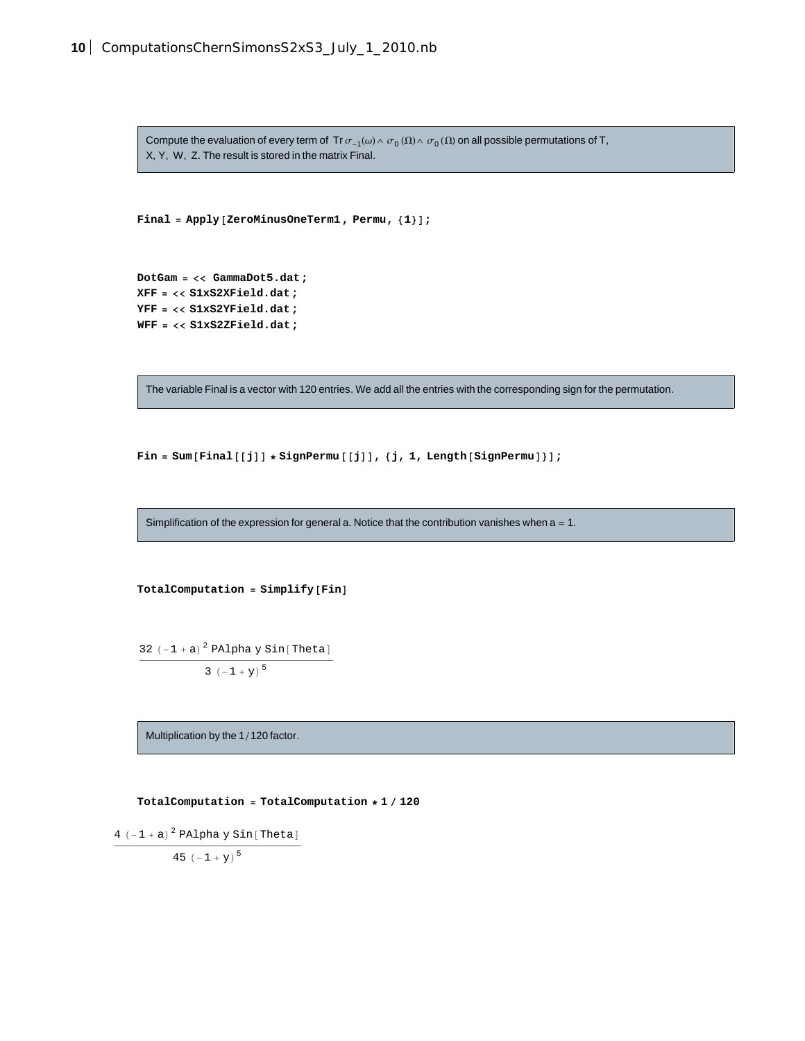Compute the evaluation of every term of $\text{Tr}\,\sigma_{-1}(\omega)\wedge\sigma_0(\Omega)\wedge\sigma_0(\Omega)$ on all possible permutations of T, X, Y, W, Z. The result is stored in the matrix Final.

```
Final = Apply[ZeroMinusOneTerm1, Permu, {1}];
```

```
DotGam = << GammaDot5.dat;
XFF = << S1xS2XField.dat;
YFF = << S1xS2YField.dat;
WFF = << S1xS2ZField.dat;
```

The variable Final is a vector with 120 entries. We add all the entries with the corresponding sign for the permutation.

```
Fin = Sum[Final[[j]] * SignPermu[[j]], {j, 1, Length[SignPermu]}];
```

Simplification of the expression for general a. Notice that the contribution vanishes when a = 1.

```
TotalComputation = Simplify[Fin]
```

$$\frac{32\,(-1+a)^2\,\text{PAlpha}\,y\,\text{Sin}[\text{Theta}]}{3\,(-1+y)^5}$$

Multiplication by the 1/120 factor.

```
TotalComputation = TotalComputation * 1 / 120
```

$$\frac{4\,(-1+a)^2\,\text{PAlpha}\,y\,\text{Sin}[\text{Theta}]}{45\,(-1+y)^5}$$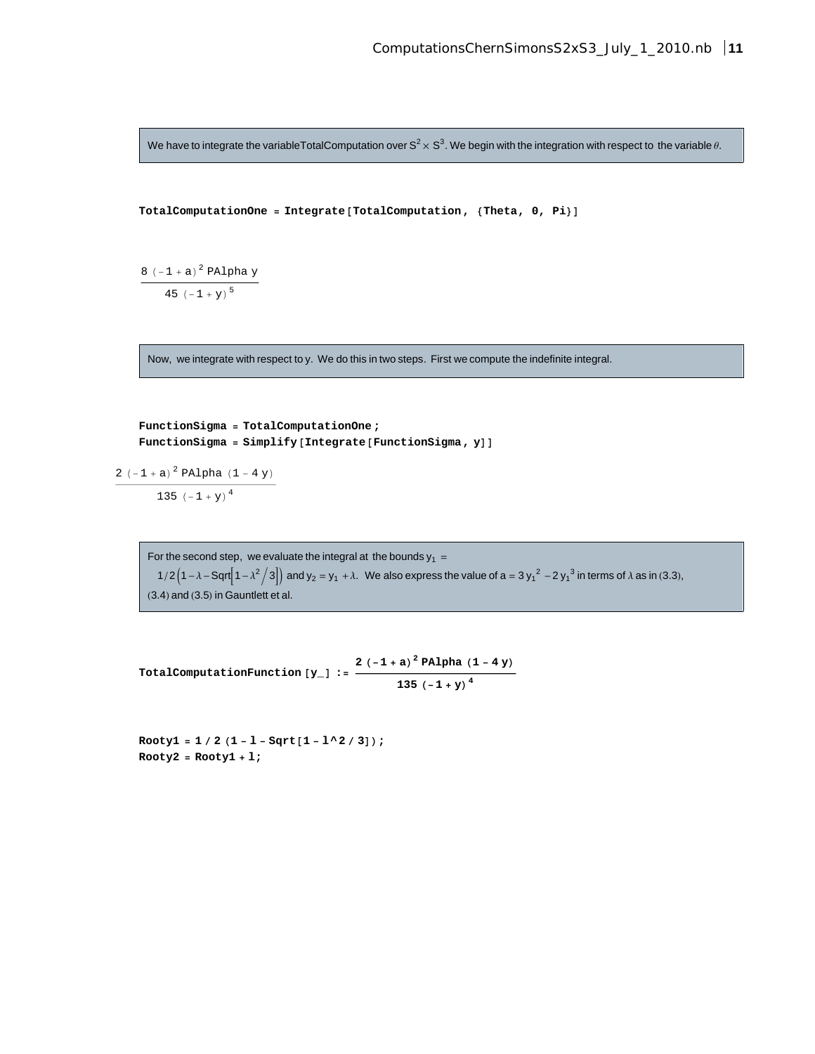We have to integrate the variableTotalComputation over $S^2 \times S^3$. We begin with the integration with respect to the variable $\theta$.

```
TotalComputationOne = Integrate[TotalComputation, {Theta, 0, Pi}]
```

$$\frac{8\,(-1+a)^2\,\text{PAlpha}\,y}{45\,(-1+y)^5}$$

Now, we integrate with respect to y. We do this in two steps. First we compute the indefinite integral.

```
FunctionSigma = TotalComputationOne;
FunctionSigma = Simplify[Integrate[FunctionSigma, y]]
```

$$\frac{2\,(-1+a)^2\,\text{PAlpha}\,(1-4\,y)}{135\,(-1+y)^4}$$

For the second step, we evaluate the integral at the bounds $y_1 = 1/2\left(1-\lambda-\text{Sqrt}\left[1-\lambda^2/3\right]\right)$ and $y_2 = y_1 + \lambda$. We also express the value of $a = 3\,y_1{}^2 - 2\,y_1{}^3$ in terms of $\lambda$ as in (3.3), (3.4) and (3.5) in Gauntlett et al.

```
TotalComputationFunction[y_] := 2 (-1 + a)^2 PAlpha (1 - 4 y) / (135 (-1 + y)^4)
```

```
Rooty1 = 1 / 2 (1 - l - Sqrt[1 - l^2 / 3]);
Rooty2 = Rooty1 + l;
```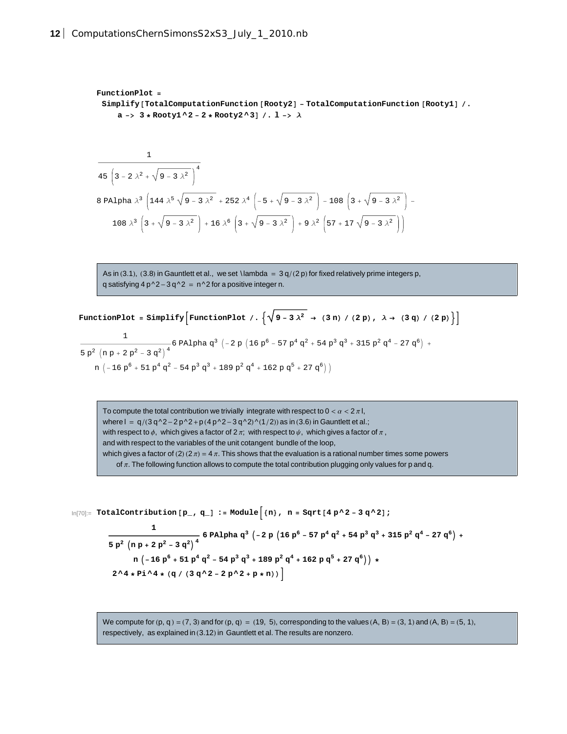```
FunctionPlot =
 Simplify[TotalComputationFunction[Rooty2] - TotalComputationFunction[Rooty1] /.
    a -> 3 * Rooty1^2 - 2 * Rooty2^3] /. l -> λ
```

$$\frac{1}{45\left(3-2\lambda^2+\sqrt{9-3\lambda^2}\right)^4} 8\,\text{PAlpha}\,\lambda^3\left(144\lambda^5\sqrt{9-3\lambda^2}+252\lambda^4\left(-5+\sqrt{9-3\lambda^2}\right)-108\left(3+\sqrt{9-3\lambda^2}\right)-108\lambda^3\left(3+\sqrt{9-3\lambda^2}\right)+16\lambda^6\left(3+\sqrt{9-3\lambda^2}\right)+9\lambda^2\left(57+17\sqrt{9-3\lambda^2}\right)\right)$$

As in (3.1), (3.8) in Gauntlett et al., we set \lambda = 3 q/(2 p) for fixed relatively prime integers p, q satisfying 4 p^2 − 3 q^2 = n^2 for a positive integer n.

```
FunctionPlot = Simplify[FunctionPlot /. {Sqrt[9 - 3 λ^2] -> (3 n) / (2 p), λ -> (3 q) / (2 p)}]
```

$$\frac{1}{5p^2\left(n\,p+2p^2-3q^2\right)^4} 6\,\text{PAlpha}\,q^3\left(-2p\left(16p^6-57p^4q^2+54p^3q^3+315p^2q^4-27q^6\right)+n\left(-16p^6+51p^4q^2-54p^3q^3+189p^2q^4+162pq^5+27q^6\right)\right)$$

To compute the total contribution we trivially integrate with respect to $0<\alpha<2\pi l$, where l = q/(3 q^2−2 p^2+p (4 p^2−3 q^2)^(1/2)) as in (3.6) in Gauntlett et al.; with respect to $\phi$, which gives a factor of $2\pi$; with respect to $\psi$, which gives a factor of $\pi$, and with respect to the variables of the unit cotangent bundle of the loop, which gives a factor of $(2)(2\pi)=4\pi$. This shows that the evaluation is a rational number times some powers of $\pi$. The following function allows to compute the total contribution plugging only values for p and q.

```
In[70]:= TotalContribution[p_, q_] := Module[{n}, n = Sqrt[4 p^2 - 3 q^2];
   1 / (5 p^2 (n p + 2 p^2 - 3 q^2)^4) 6 PAlpha q^3 (-2 p (16 p^6 - 57 p^4 q^2 + 54 p^3 q^3 + 315 p^2 q^4 - 27 q^6) +
      n (-16 p^6 + 51 p^4 q^2 - 54 p^3 q^3 + 189 p^2 q^4 + 162 p q^5 + 27 q^6)) *
   2^4 * Pi^4 * (q / (3 q^2 - 2 p^2 + p * n))]
```

We compute for (p, q) = (7, 3) and for (p, q) = (19, 5), corresponding to the values (A, B) = (3, 1) and (A, B) = (5, 1), respectively, as explained in (3.12) in Gauntlett et al. The results are nonzero.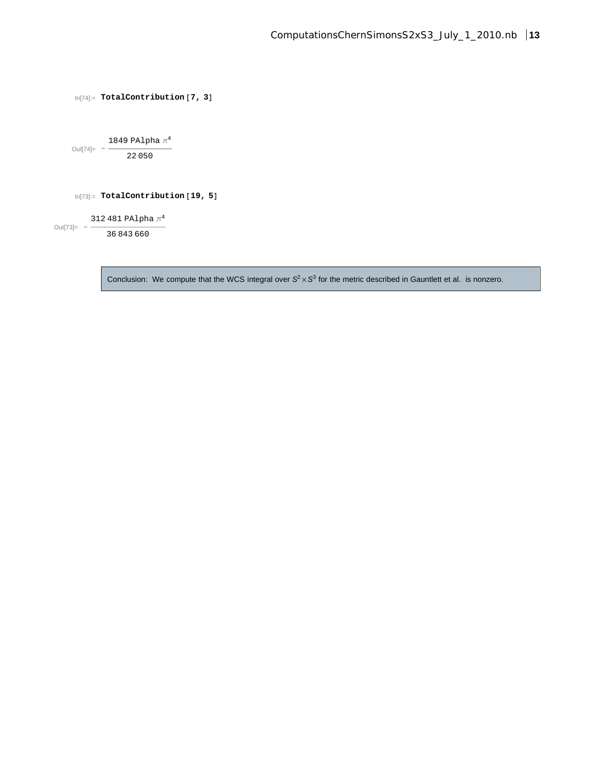In[74]:= **TotalContribution[7, 3]**

Out[74]= $-\frac{1849 \text{ PAlpha } \pi^4}{22050}$

In[73]:= **TotalContribution[19, 5]**

Out[73]= $-\frac{312481 \text{ PAlpha } \pi^4}{36843660}$

Conclusion: We compute that the WCS integral over $S^2 \times S^3$ for the metric described in Gauntlett et al. is nonzero.